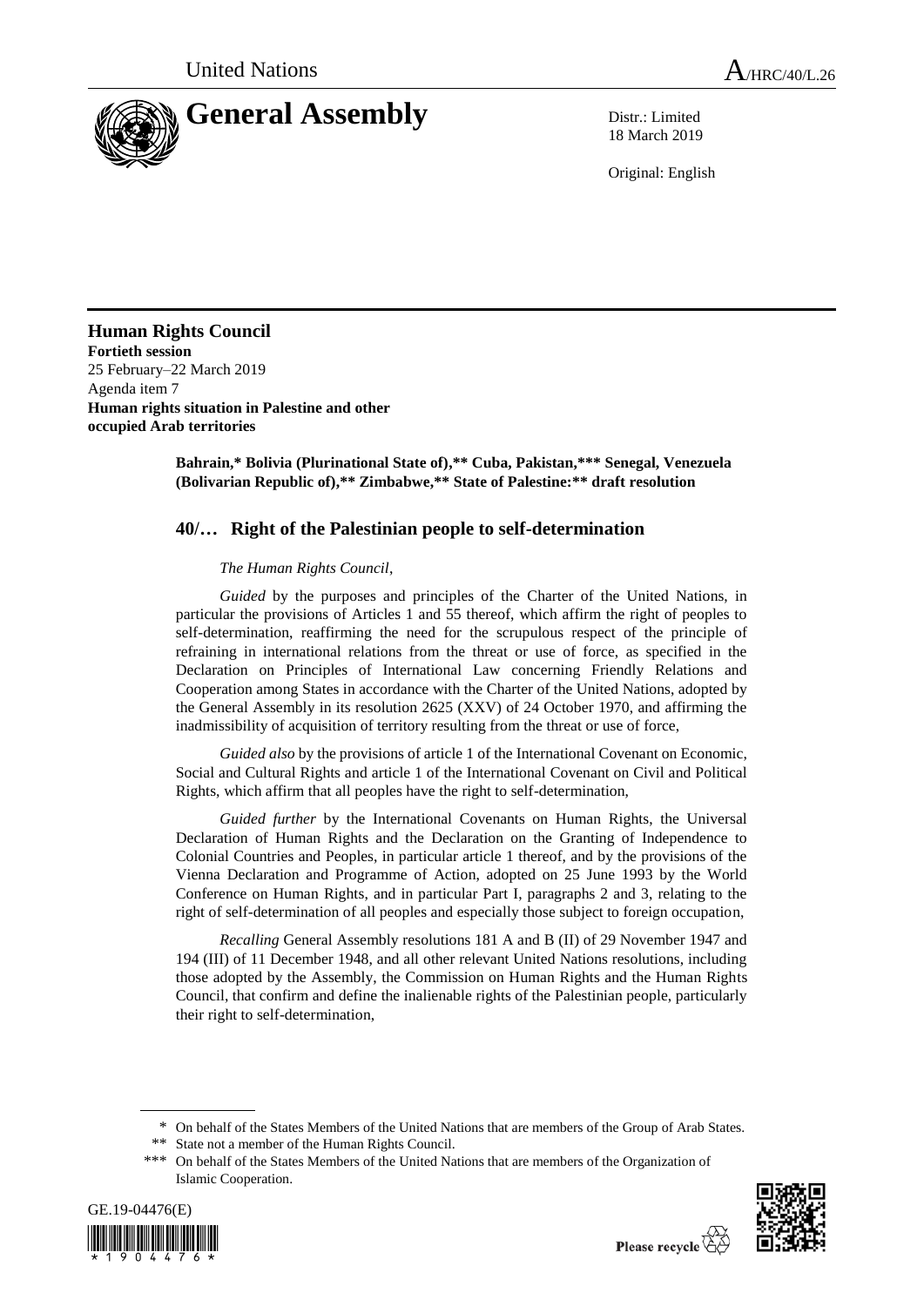United Nations A/HRC/40/L.26

# General Assembly

Distr.: Limited
18 March 2019

Original: English

**Human Rights Council**
**Fortieth session**
25 February–22 March 2019
Agenda item 7
**Human rights situation in Palestine and other occupied Arab territories**

**Bahrain,* Bolivia (Plurinational State of),** Cuba, Pakistan,*** Senegal, Venezuela (Bolivarian Republic of),** Zimbabwe,** State of Palestine:** draft resolution**

## 40/… Right of the Palestinian people to self-determination

*The Human Rights Council*,

*Guided* by the purposes and principles of the Charter of the United Nations, in particular the provisions of Articles 1 and 55 thereof, which affirm the right of peoples to self-determination, reaffirming the need for the scrupulous respect of the principle of refraining in international relations from the threat or use of force, as specified in the Declaration on Principles of International Law concerning Friendly Relations and Cooperation among States in accordance with the Charter of the United Nations, adopted by the General Assembly in its resolution 2625 (XXV) of 24 October 1970, and affirming the inadmissibility of acquisition of territory resulting from the threat or use of force,

*Guided also* by the provisions of article 1 of the International Covenant on Economic, Social and Cultural Rights and article 1 of the International Covenant on Civil and Political Rights, which affirm that all peoples have the right to self-determination,

*Guided further* by the International Covenants on Human Rights, the Universal Declaration of Human Rights and the Declaration on the Granting of Independence to Colonial Countries and Peoples, in particular article 1 thereof, and by the provisions of the Vienna Declaration and Programme of Action, adopted on 25 June 1993 by the World Conference on Human Rights, and in particular Part I, paragraphs 2 and 3, relating to the right of self-determination of all peoples and especially those subject to foreign occupation,

*Recalling* General Assembly resolutions 181 A and B (II) of 29 November 1947 and 194 (III) of 11 December 1948, and all other relevant United Nations resolutions, including those adopted by the Assembly, the Commission on Human Rights and the Human Rights Council, that confirm and define the inalienable rights of the Palestinian people, particularly their right to self-determination,

\* On behalf of the States Members of the United Nations that are members of the Group of Arab States.
\** State not a member of the Human Rights Council.
\*** On behalf of the States Members of the United Nations that are members of the Organization of Islamic Cooperation.

GE.19-04476(E)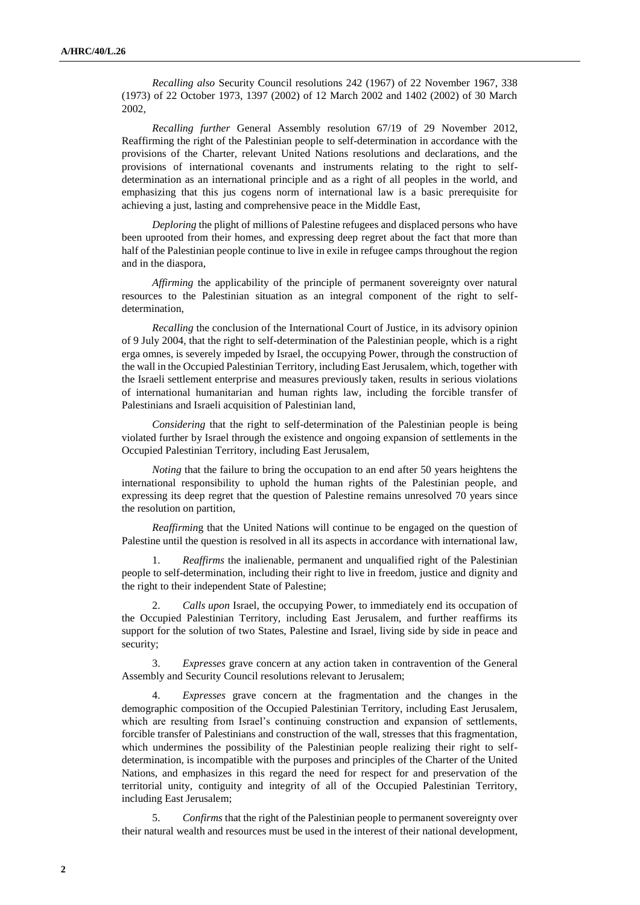*Recalling also* Security Council resolutions 242 (1967) of 22 November 1967, 338 (1973) of 22 October 1973, 1397 (2002) of 12 March 2002 and 1402 (2002) of 30 March 2002,

*Recalling further* General Assembly resolution 67/19 of 29 November 2012, Reaffirming the right of the Palestinian people to self-determination in accordance with the provisions of the Charter, relevant United Nations resolutions and declarations, and the provisions of international covenants and instruments relating to the right to self-determination as an international principle and as a right of all peoples in the world, and emphasizing that this jus cogens norm of international law is a basic prerequisite for achieving a just, lasting and comprehensive peace in the Middle East,

*Deploring* the plight of millions of Palestine refugees and displaced persons who have been uprooted from their homes, and expressing deep regret about the fact that more than half of the Palestinian people continue to live in exile in refugee camps throughout the region and in the diaspora,

*Affirming* the applicability of the principle of permanent sovereignty over natural resources to the Palestinian situation as an integral component of the right to self-determination,

*Recalling* the conclusion of the International Court of Justice, in its advisory opinion of 9 July 2004, that the right to self-determination of the Palestinian people, which is a right erga omnes, is severely impeded by Israel, the occupying Power, through the construction of the wall in the Occupied Palestinian Territory, including East Jerusalem, which, together with the Israeli settlement enterprise and measures previously taken, results in serious violations of international humanitarian and human rights law, including the forcible transfer of Palestinians and Israeli acquisition of Palestinian land,

*Considering* that the right to self-determination of the Palestinian people is being violated further by Israel through the existence and ongoing expansion of settlements in the Occupied Palestinian Territory, including East Jerusalem,

*Noting* that the failure to bring the occupation to an end after 50 years heightens the international responsibility to uphold the human rights of the Palestinian people, and expressing its deep regret that the question of Palestine remains unresolved 70 years since the resolution on partition,

*Reaffirming* that the United Nations will continue to be engaged on the question of Palestine until the question is resolved in all its aspects in accordance with international law,

1. *Reaffirms* the inalienable, permanent and unqualified right of the Palestinian people to self-determination, including their right to live in freedom, justice and dignity and the right to their independent State of Palestine;

2. *Calls upon* Israel, the occupying Power, to immediately end its occupation of the Occupied Palestinian Territory, including East Jerusalem, and further reaffirms its support for the solution of two States, Palestine and Israel, living side by side in peace and security;

3. *Expresses* grave concern at any action taken in contravention of the General Assembly and Security Council resolutions relevant to Jerusalem;

4. *Expresses* grave concern at the fragmentation and the changes in the demographic composition of the Occupied Palestinian Territory, including East Jerusalem, which are resulting from Israel's continuing construction and expansion of settlements, forcible transfer of Palestinians and construction of the wall, stresses that this fragmentation, which undermines the possibility of the Palestinian people realizing their right to self-determination, is incompatible with the purposes and principles of the Charter of the United Nations, and emphasizes in this regard the need for respect for and preservation of the territorial unity, contiguity and integrity of all of the Occupied Palestinian Territory, including East Jerusalem;

5. *Confirms* that the right of the Palestinian people to permanent sovereignty over their natural wealth and resources must be used in the interest of their national development,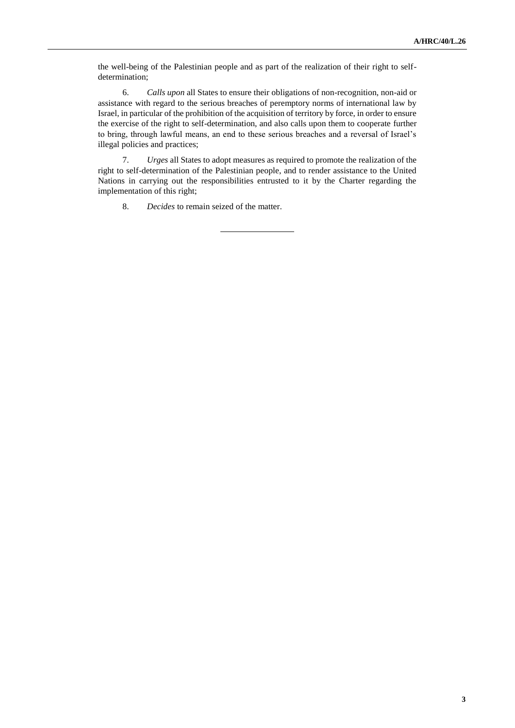the well-being of the Palestinian people and as part of the realization of their right to self-determination;

6. *Calls upon* all States to ensure their obligations of non-recognition, non-aid or assistance with regard to the serious breaches of peremptory norms of international law by Israel, in particular of the prohibition of the acquisition of territory by force, in order to ensure the exercise of the right to self-determination, and also calls upon them to cooperate further to bring, through lawful means, an end to these serious breaches and a reversal of Israel's illegal policies and practices;

7. *Urges* all States to adopt measures as required to promote the realization of the right to self-determination of the Palestinian people, and to render assistance to the United Nations in carrying out the responsibilities entrusted to it by the Charter regarding the implementation of this right;

8. *Decides* to remain seized of the matter.